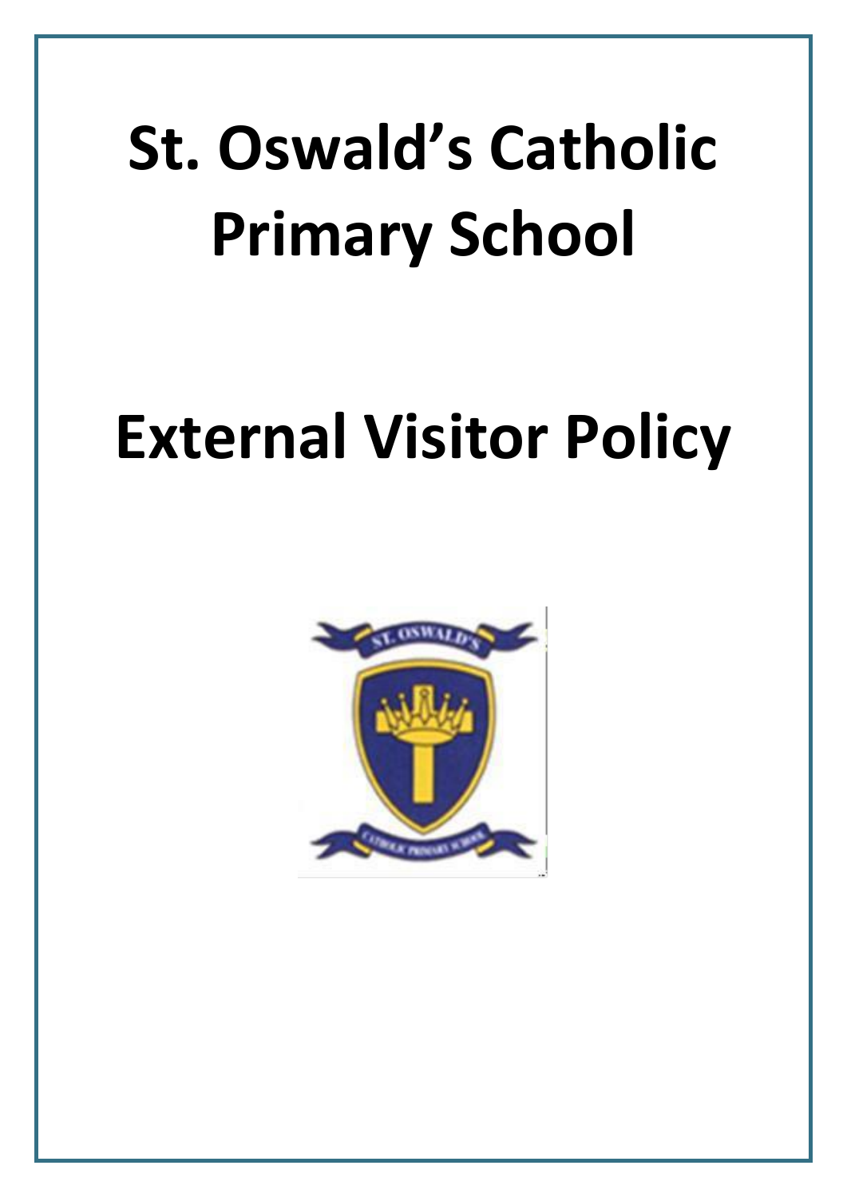# St. Oswald's Catholic Primary School

# External Visitor Policy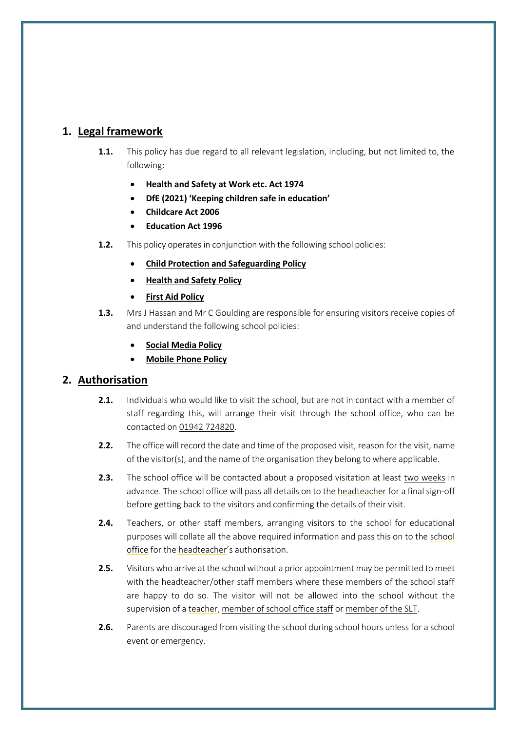## 1. Legal framework

**1.1.** This policy has due regard to all relevant legislation, including, but not limited to, the following:

- **Health and Safety at Work etc. Act 1974**
- **DfE (2021) 'Keeping children safe in education'**
- **Childcare Act 2006**
- **Education Act 1996**

**1.2.** This policy operates in conjunction with the following school policies:

- **Child Protection and Safeguarding Policy**
- **Health and Safety Policy**
- **First Aid Policy**

**1.3.** Mrs J Hassan and Mr C Goulding are responsible for ensuring visitors receive copies of and understand the following school policies:

- **Social Media Policy**
- **Mobile Phone Policy**

## 2. Authorisation

**2.1.** Individuals who would like to visit the school, but are not in contact with a member of staff regarding this, will arrange their visit through the school office, who can be contacted on 01942 724820.

**2.2.** The office will record the date and time of the proposed visit, reason for the visit, name of the visitor(s), and the name of the organisation they belong to where applicable.

**2.3.** The school office will be contacted about a proposed visitation at least two weeks in advance. The school office will pass all details on to the headteacher for a final sign-off before getting back to the visitors and confirming the details of their visit.

**2.4.** Teachers, or other staff members, arranging visitors to the school for educational purposes will collate all the above required information and pass this on to the school office for the headteacher's authorisation.

**2.5.** Visitors who arrive at the school without a prior appointment may be permitted to meet with the headteacher/other staff members where these members of the school staff are happy to do so. The visitor will not be allowed into the school without the supervision of a teacher, member of school office staff or member of the SLT.

**2.6.** Parents are discouraged from visiting the school during school hours unless for a school event or emergency.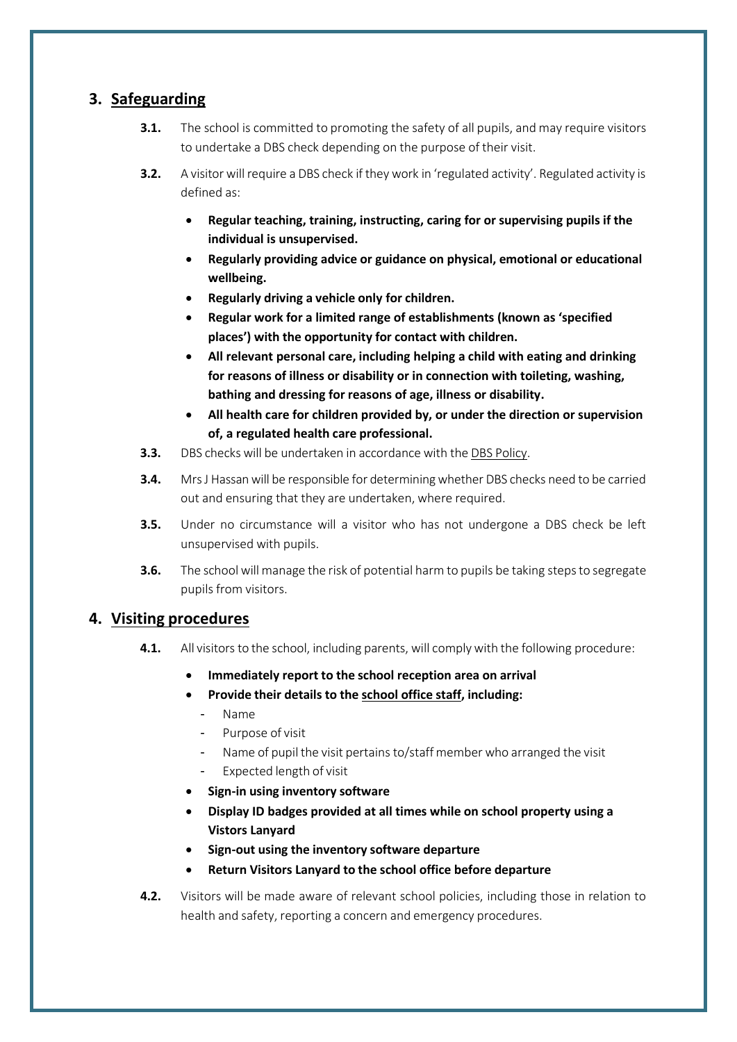## 3. Safeguarding

**3.1.** The school is committed to promoting the safety of all pupils, and may require visitors to undertake a DBS check depending on the purpose of their visit.

**3.2.** A visitor will require a DBS check if they work in 'regulated activity'. Regulated activity is defined as:

- **Regular teaching, training, instructing, caring for or supervising pupils if the individual is unsupervised.**
- **Regularly providing advice or guidance on physical, emotional or educational wellbeing.**
- **Regularly driving a vehicle only for children.**
- **Regular work for a limited range of establishments (known as 'specified places') with the opportunity for contact with children.**
- **All relevant personal care, including helping a child with eating and drinking for reasons of illness or disability or in connection with toileting, washing, bathing and dressing for reasons of age, illness or disability.**
- **All health care for children provided by, or under the direction or supervision of, a regulated health care professional.**

**3.3.** DBS checks will be undertaken in accordance with the DBS Policy.

**3.4.** Mrs J Hassan will be responsible for determining whether DBS checks need to be carried out and ensuring that they are undertaken, where required.

**3.5.** Under no circumstance will a visitor who has not undergone a DBS check be left unsupervised with pupils.

**3.6.** The school will manage the risk of potential harm to pupils be taking steps to segregate pupils from visitors.

## 4. Visiting procedures

**4.1.** All visitors to the school, including parents, will comply with the following procedure:

- **Immediately report to the school reception area on arrival**
- **Provide their details to the school office staff, including:**
  - Name
  - Purpose of visit
  - Name of pupil the visit pertains to/staff member who arranged the visit
  - Expected length of visit
- **Sign-in using inventory software**
- **Display ID badges provided at all times while on school property using a Vistors Lanyard**
- **Sign-out using the inventory software departure**
- **Return Visitors Lanyard to the school office before departure**

**4.2.** Visitors will be made aware of relevant school policies, including those in relation to health and safety, reporting a concern and emergency procedures.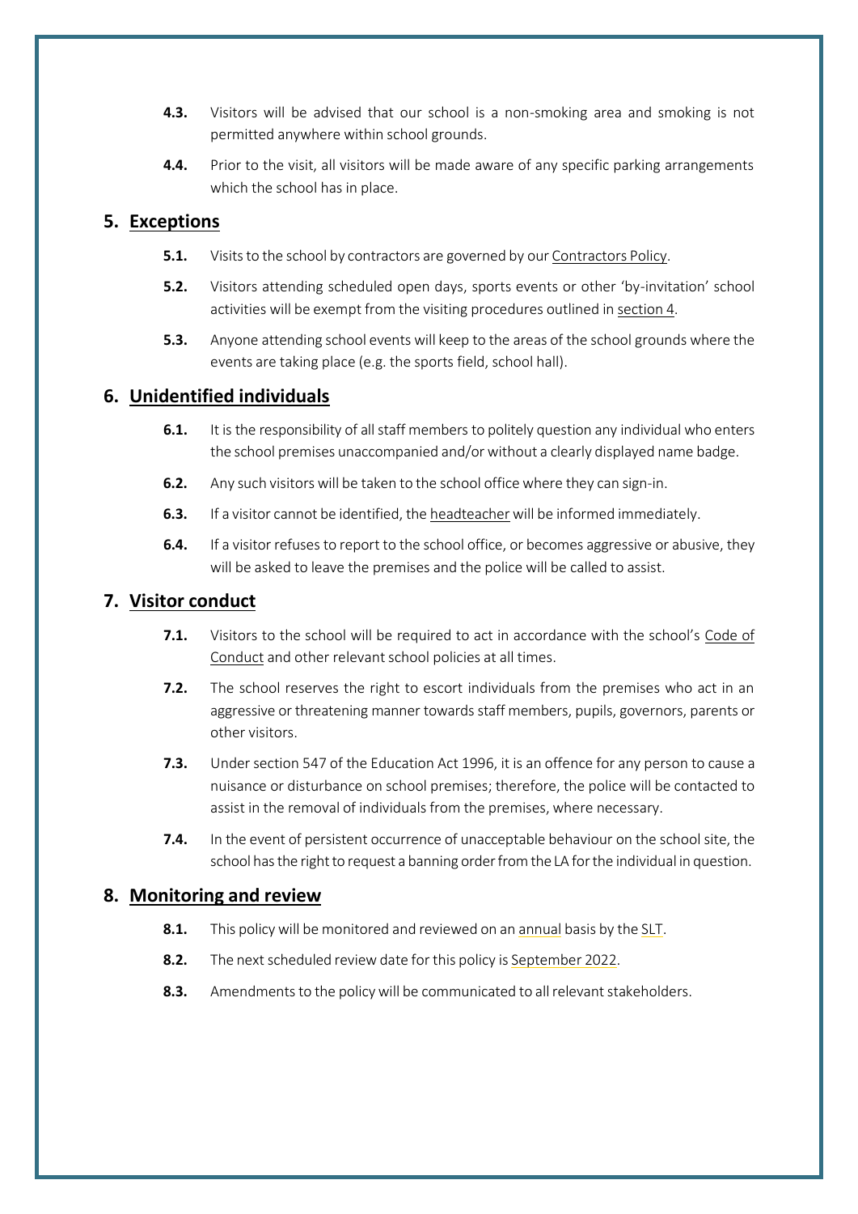**4.3.** Visitors will be advised that our school is a non-smoking area and smoking is not permitted anywhere within school grounds.

**4.4.** Prior to the visit, all visitors will be made aware of any specific parking arrangements which the school has in place.

## 5. Exceptions

**5.1.** Visits to the school by contractors are governed by our Contractors Policy.

**5.2.** Visitors attending scheduled open days, sports events or other 'by-invitation' school activities will be exempt from the visiting procedures outlined in section 4.

**5.3.** Anyone attending school events will keep to the areas of the school grounds where the events are taking place (e.g. the sports field, school hall).

## 6. Unidentified individuals

**6.1.** It is the responsibility of all staff members to politely question any individual who enters the school premises unaccompanied and/or without a clearly displayed name badge.

**6.2.** Any such visitors will be taken to the school office where they can sign-in.

**6.3.** If a visitor cannot be identified, the headteacher will be informed immediately.

**6.4.** If a visitor refuses to report to the school office, or becomes aggressive or abusive, they will be asked to leave the premises and the police will be called to assist.

## 7. Visitor conduct

**7.1.** Visitors to the school will be required to act in accordance with the school's Code of Conduct and other relevant school policies at all times.

**7.2.** The school reserves the right to escort individuals from the premises who act in an aggressive or threatening manner towards staff members, pupils, governors, parents or other visitors.

**7.3.** Under section 547 of the Education Act 1996, it is an offence for any person to cause a nuisance or disturbance on school premises; therefore, the police will be contacted to assist in the removal of individuals from the premises, where necessary.

**7.4.** In the event of persistent occurrence of unacceptable behaviour on the school site, the school has the right to request a banning order from the LA for the individual in question.

## 8. Monitoring and review

**8.1.** This policy will be monitored and reviewed on an annual basis by the SLT.

**8.2.** The next scheduled review date for this policy is September 2022.

**8.3.** Amendments to the policy will be communicated to all relevant stakeholders.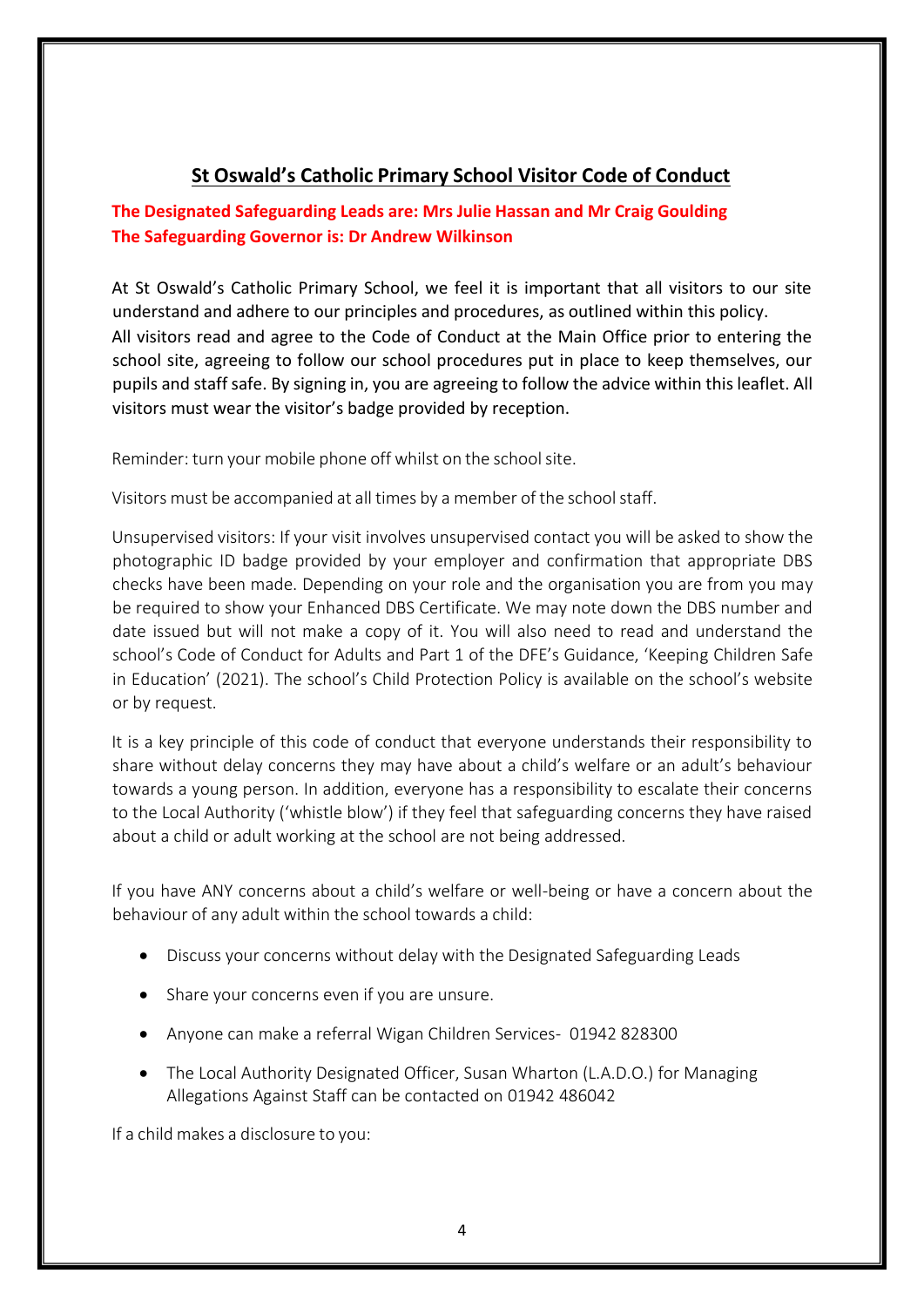## St Oswald's Catholic Primary School Visitor Code of Conduct

**The Designated Safeguarding Leads are: Mrs Julie Hassan and Mr Craig Goulding**
**The Safeguarding Governor is: Dr Andrew Wilkinson**

At St Oswald's Catholic Primary School, we feel it is important that all visitors to our site understand and adhere to our principles and procedures, as outlined within this policy. All visitors read and agree to the Code of Conduct at the Main Office prior to entering the school site, agreeing to follow our school procedures put in place to keep themselves, our pupils and staff safe. By signing in, you are agreeing to follow the advice within this leaflet. All visitors must wear the visitor's badge provided by reception.

Reminder: turn your mobile phone off whilst on the school site.

Visitors must be accompanied at all times by a member of the school staff.

Unsupervised visitors: If your visit involves unsupervised contact you will be asked to show the photographic ID badge provided by your employer and confirmation that appropriate DBS checks have been made. Depending on your role and the organisation you are from you may be required to show your Enhanced DBS Certificate. We may note down the DBS number and date issued but will not make a copy of it. You will also need to read and understand the school's Code of Conduct for Adults and Part 1 of the DFE's Guidance, 'Keeping Children Safe in Education' (2021). The school's Child Protection Policy is available on the school's website or by request.

It is a key principle of this code of conduct that everyone understands their responsibility to share without delay concerns they may have about a child's welfare or an adult's behaviour towards a young person. In addition, everyone has a responsibility to escalate their concerns to the Local Authority ('whistle blow') if they feel that safeguarding concerns they have raised about a child or adult working at the school are not being addressed.

If you have ANY concerns about a child's welfare or well-being or have a concern about the behaviour of any adult within the school towards a child:

- Discuss your concerns without delay with the Designated Safeguarding Leads
- Share your concerns even if you are unsure.
- Anyone can make a referral Wigan Children Services- 01942 828300
- The Local Authority Designated Officer, Susan Wharton (L.A.D.O.) for Managing Allegations Against Staff can be contacted on 01942 486042

If a child makes a disclosure to you: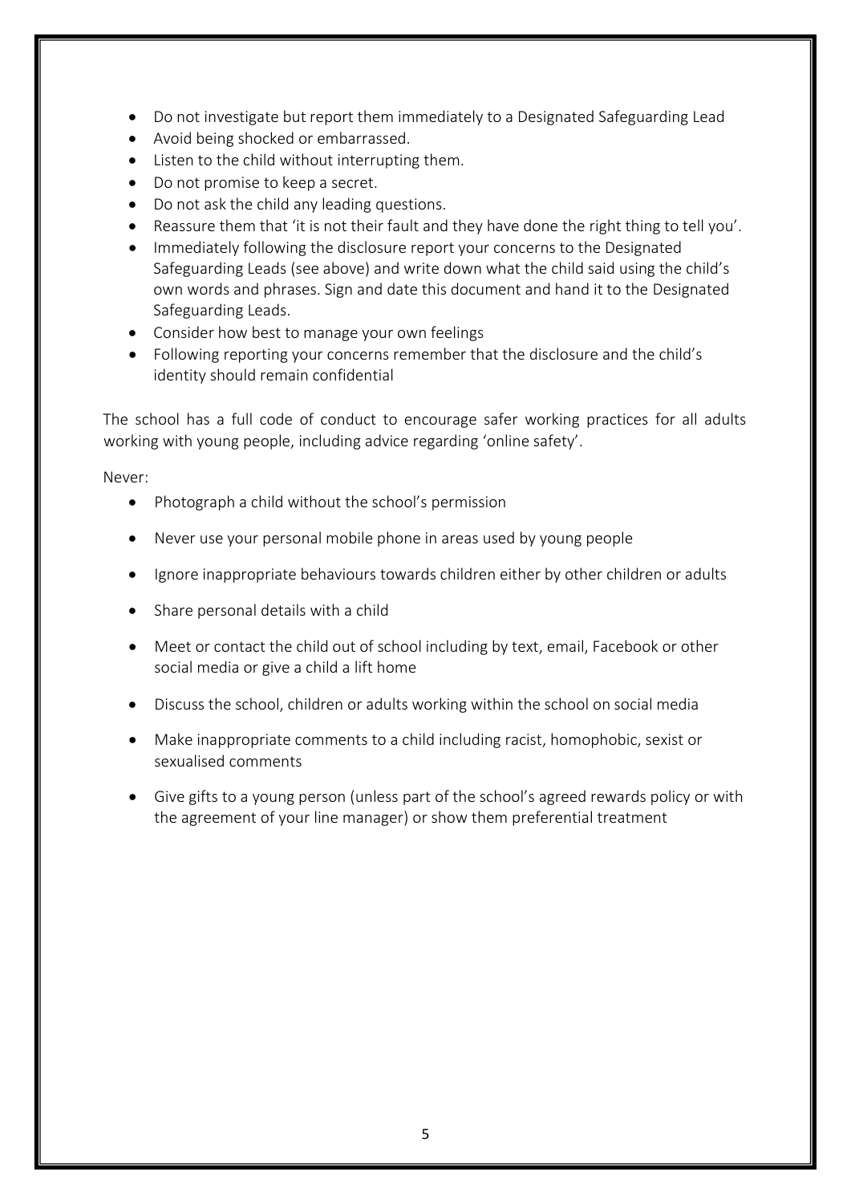- Do not investigate but report them immediately to a Designated Safeguarding Lead
- Avoid being shocked or embarrassed.
- Listen to the child without interrupting them.
- Do not promise to keep a secret.
- Do not ask the child any leading questions.
- Reassure them that 'it is not their fault and they have done the right thing to tell you'.
- Immediately following the disclosure report your concerns to the Designated Safeguarding Leads (see above) and write down what the child said using the child's own words and phrases. Sign and date this document and hand it to the Designated Safeguarding Leads.
- Consider how best to manage your own feelings
- Following reporting your concerns remember that the disclosure and the child's identity should remain confidential

The school has a full code of conduct to encourage safer working practices for all adults working with young people, including advice regarding 'online safety'.

Never:

- Photograph a child without the school's permission
- Never use your personal mobile phone in areas used by young people
- Ignore inappropriate behaviours towards children either by other children or adults
- Share personal details with a child
- Meet or contact the child out of school including by text, email, Facebook or other social media or give a child a lift home
- Discuss the school, children or adults working within the school on social media
- Make inappropriate comments to a child including racist, homophobic, sexist or sexualised comments
- Give gifts to a young person (unless part of the school's agreed rewards policy or with the agreement of your line manager) or show them preferential treatment